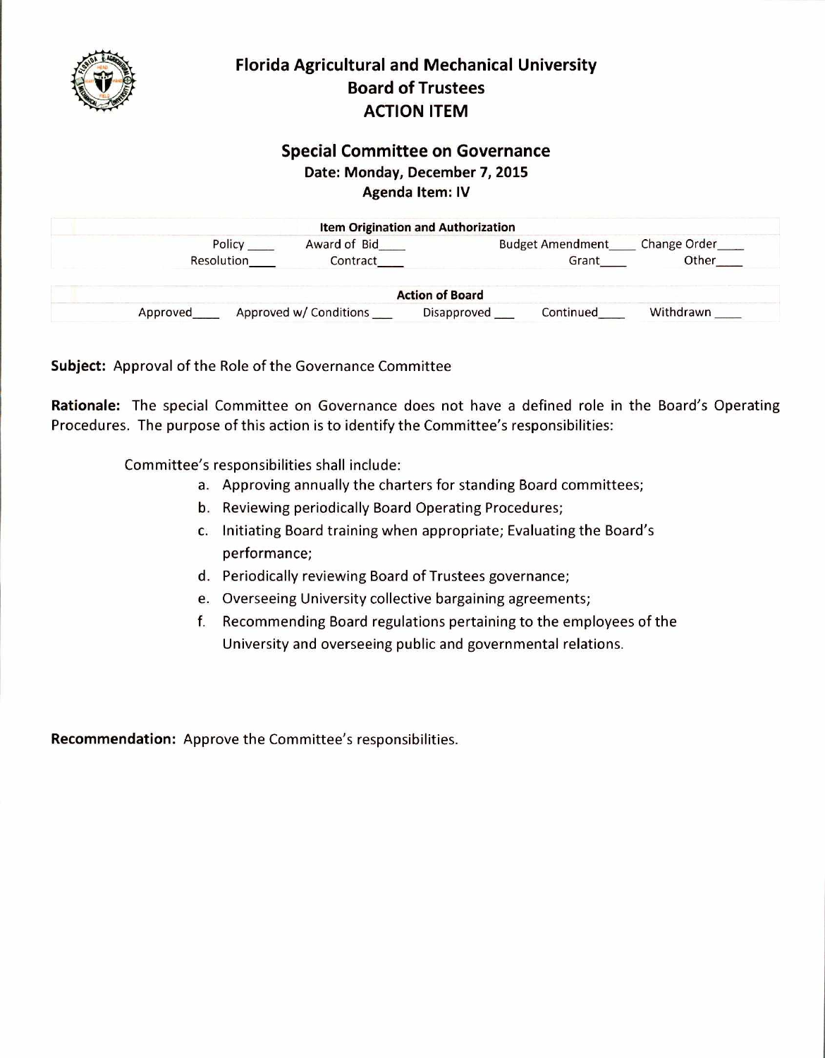# Florida Agricultural and Mechanical University
## Board of Trustees
## ACTION ITEM

### Special Committee on Governance
**Date: Monday, December 7, 2015**
**Agenda Item: IV**

| Item Origination and Authorization | | | |
|---|---|---|---|
| Policy ____ | Award of Bid____ | Budget Amendment____ | Change Order____ |
| Resolution____ | Contract____ | Grant____ | Other____ |

| Action of Board | | | | |
|---|---|---|---|---|
| Approved____ | Approved w/ Conditions ___ | Disapproved ___ | Continued____ | Withdrawn ____ |

**Subject:** Approval of the Role of the Governance Committee

**Rationale:** The special Committee on Governance does not have a defined role in the Board's Operating Procedures. The purpose of this action is to identify the Committee's responsibilities:

Committee's responsibilities shall include:

a. Approving annually the charters for standing Board committees;
b. Reviewing periodically Board Operating Procedures;
c. Initiating Board training when appropriate; Evaluating the Board's performance;
d. Periodically reviewing Board of Trustees governance;
e. Overseeing University collective bargaining agreements;
f. Recommending Board regulations pertaining to the employees of the University and overseeing public and governmental relations.

**Recommendation:** Approve the Committee's responsibilities.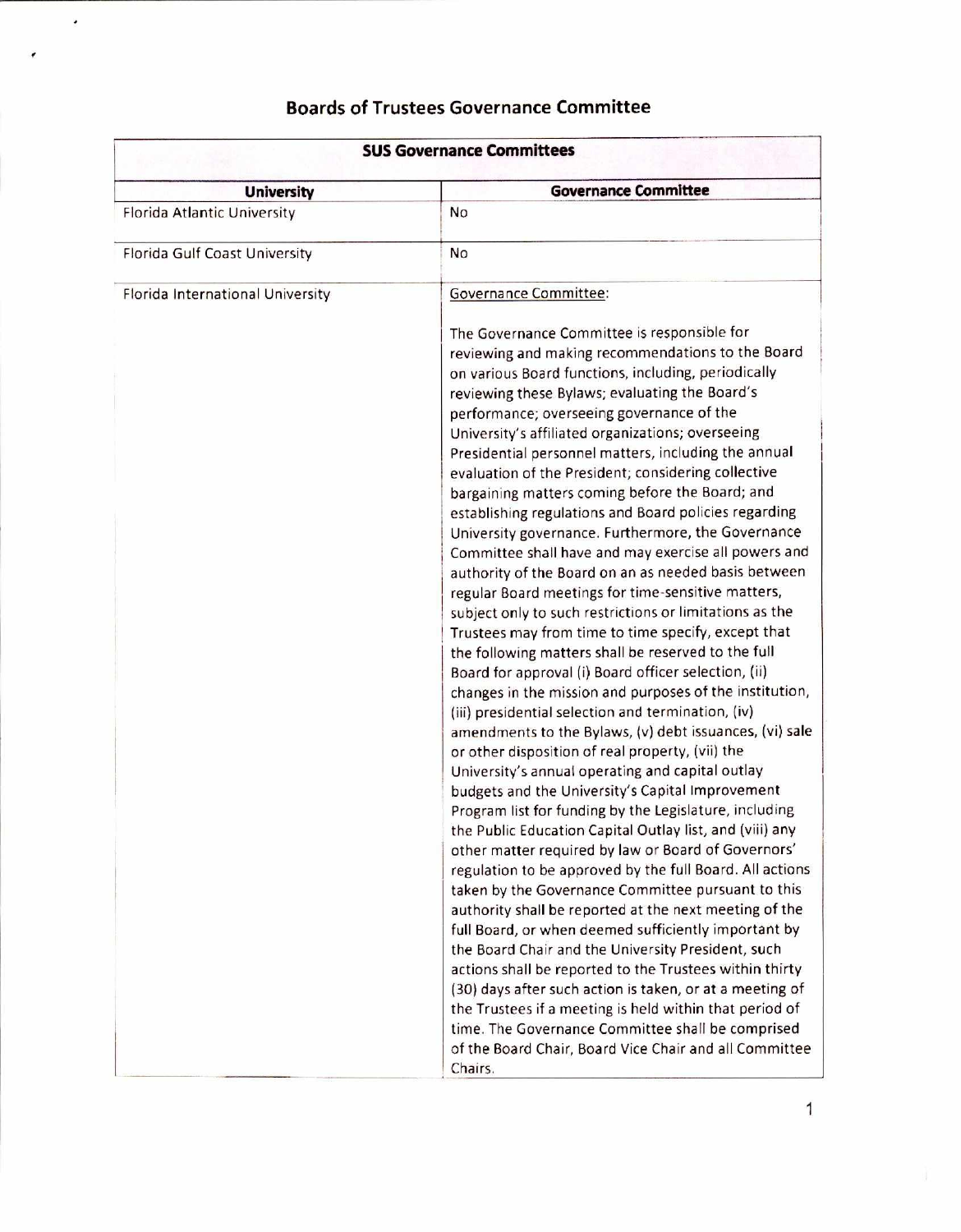## Boards of Trustees Governance Committee

| SUS Governance Committees | |
|---|---|
| **University** | **Governance Committee** |
| Florida Atlantic University | No |
| Florida Gulf Coast University | No |
| Florida International University | Governance Committee:<br><br>The Governance Committee is responsible for reviewing and making recommendations to the Board on various Board functions, including, periodically reviewing these Bylaws; evaluating the Board's performance; overseeing governance of the University's affiliated organizations; overseeing Presidential personnel matters, including the annual evaluation of the President; considering collective bargaining matters coming before the Board; and establishing regulations and Board policies regarding University governance. Furthermore, the Governance Committee shall have and may exercise all powers and authority of the Board on an as needed basis between regular Board meetings for time-sensitive matters, subject only to such restrictions or limitations as the Trustees may from time to time specify, except that the following matters shall be reserved to the full Board for approval (i) Board officer selection, (ii) changes in the mission and purposes of the institution, (iii) presidential selection and termination, (iv) amendments to the Bylaws, (v) debt issuances, (vi) sale or other disposition of real property, (vii) the University's annual operating and capital outlay budgets and the University's Capital Improvement Program list for funding by the Legislature, including the Public Education Capital Outlay list, and (viii) any other matter required by law or Board of Governors' regulation to be approved by the full Board. All actions taken by the Governance Committee pursuant to this authority shall be reported at the next meeting of the full Board, or when deemed sufficiently important by the Board Chair and the University President, such actions shall be reported to the Trustees within thirty (30) days after such action is taken, or at a meeting of the Trustees if a meeting is held within that period of time. The Governance Committee shall be comprised of the Board Chair, Board Vice Chair and all Committee Chairs. |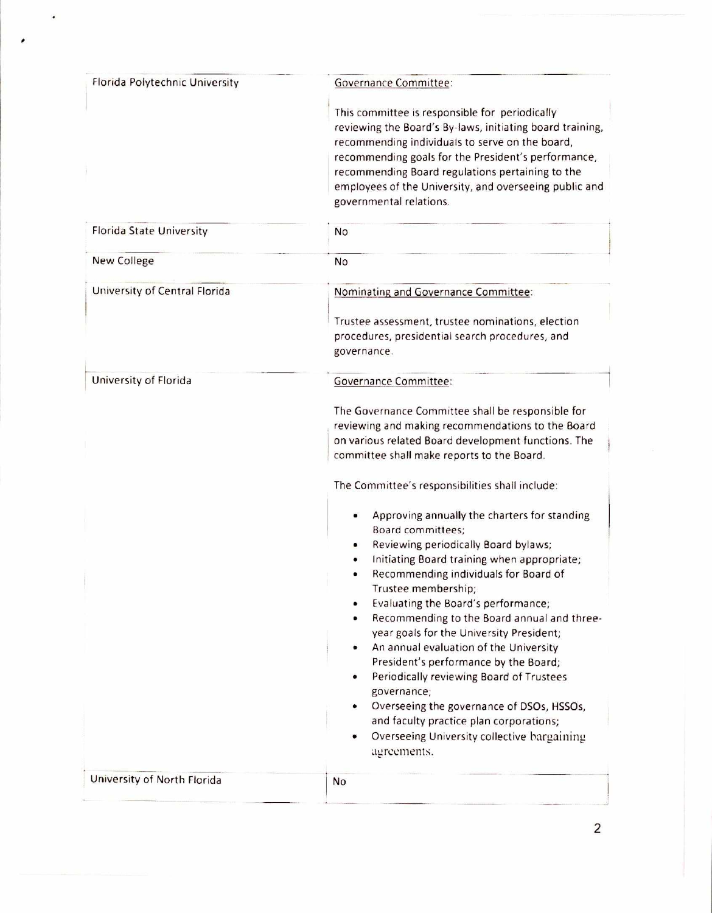| | |
|---|---|
| Florida Polytechnic University | <u>Governance Committee</u>:<br><br>This committee is responsible for periodically reviewing the Board's By-laws, initiating board training, recommending individuals to serve on the board, recommending goals for the President's performance, recommending Board regulations pertaining to the employees of the University, and overseeing public and governmental relations. |
| Florida State University | No |
| New College | No |
| University of Central Florida | <u>Nominating and Governance Committee</u>:<br><br>Trustee assessment, trustee nominations, election procedures, presidential search procedures, and governance. |
| University of Florida | <u>Governance Committee</u>:<br><br>The Governance Committee shall be responsible for reviewing and making recommendations to the Board on various related Board development functions. The committee shall make reports to the Board.<br><br>The Committee's responsibilities shall include:<br><br>• Approving annually the charters for standing Board committees;<br>• Reviewing periodically Board bylaws;<br>• Initiating Board training when appropriate;<br>• Recommending individuals for Board of Trustee membership;<br>• Evaluating the Board's performance;<br>• Recommending to the Board annual and three-year goals for the University President;<br>• An annual evaluation of the University President's performance by the Board;<br>• Periodically reviewing Board of Trustees governance;<br>• Overseeing the governance of DSOs, HSSOs, and faculty practice plan corporations;<br>• Overseeing University collective bargaining agreements. |
| University of North Florida | No |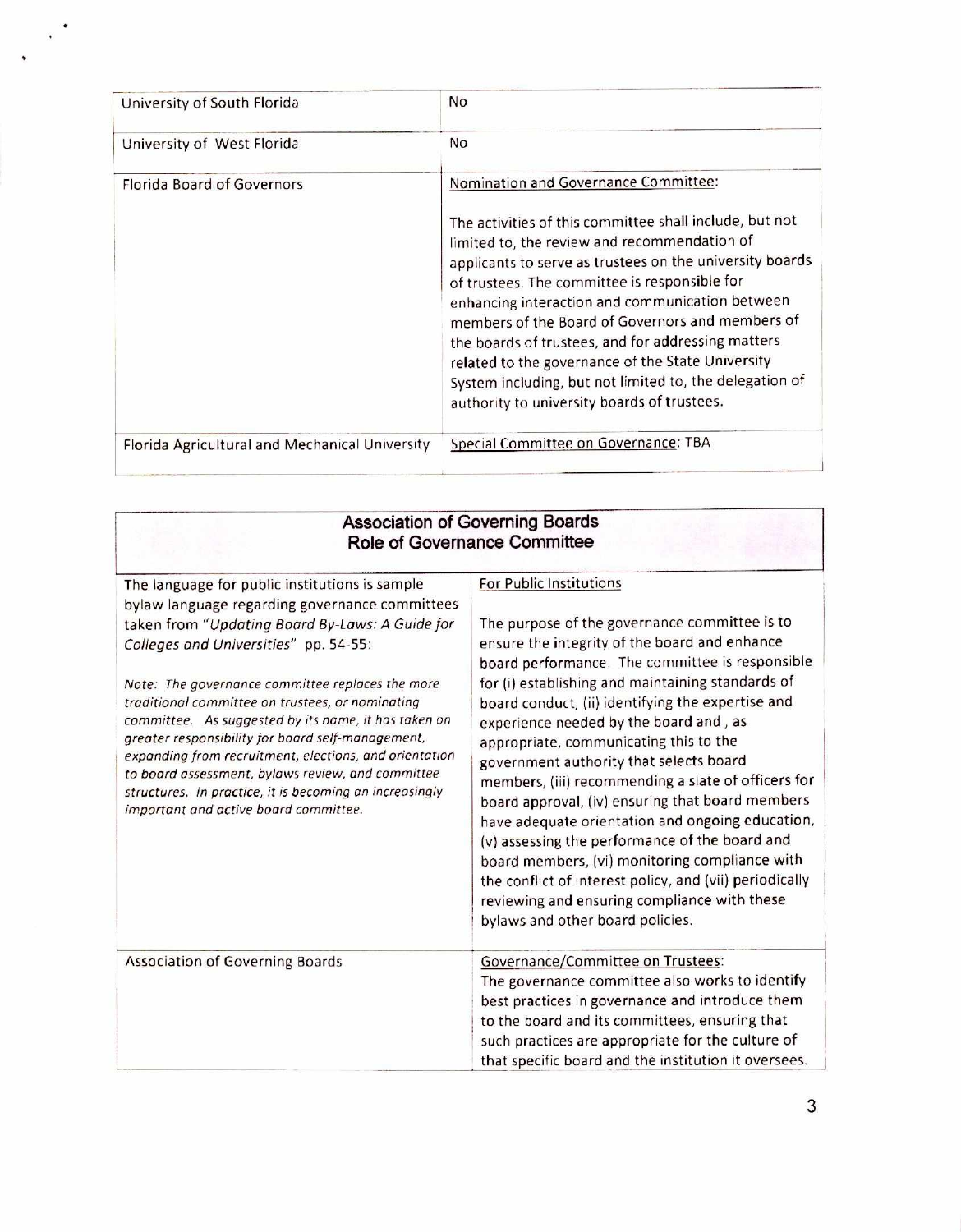| | |
|---|---|
| University of South Florida | No |
| University of West Florida | No |
| Florida Board of Governors | Nomination and Governance Committee:<br><br>The activities of this committee shall include, but not limited to, the review and recommendation of applicants to serve as trustees on the university boards of trustees. The committee is responsible for enhancing interaction and communication between members of the Board of Governors and members of the boards of trustees, and for addressing matters related to the governance of the State University System including, but not limited to, the delegation of authority to university boards of trustees. |
| Florida Agricultural and Mechanical University | Special Committee on Governance: TBA |

| Association of Governing Boards<br>Role of Governance Committee | |
|---|---|
| The language for public institutions is sample bylaw language regarding governance committees taken from "*Updating Board By-Laws: A Guide for Colleges and Universities*" pp. 54-55:<br><br>*Note: The governance committee replaces the more traditional committee on trustees, or nominating committee. As suggested by its name, it has taken on greater responsibility for board self-management, expanding from recruitment, elections, and orientation to board assessment, bylaws review, and committee structures. In practice, it is becoming an increasingly important and active board committee.* | For Public Institutions<br><br>The purpose of the governance committee is to ensure the integrity of the board and enhance board performance. The committee is responsible for (i) establishing and maintaining standards of board conduct, (ii) identifying the expertise and experience needed by the board and , as appropriate, communicating this to the government authority that selects board members, (iii) recommending a slate of officers for board approval, (iv) ensuring that board members have adequate orientation and ongoing education, (v) assessing the performance of the board and board members, (vi) monitoring compliance with the conflict of interest policy, and (vii) periodically reviewing and ensuring compliance with these bylaws and other board policies. |
| Association of Governing Boards | Governance/Committee on Trustees:<br>The governance committee also works to identify best practices in governance and introduce them to the board and its committees, ensuring that such practices are appropriate for the culture of that specific board and the institution it oversees. |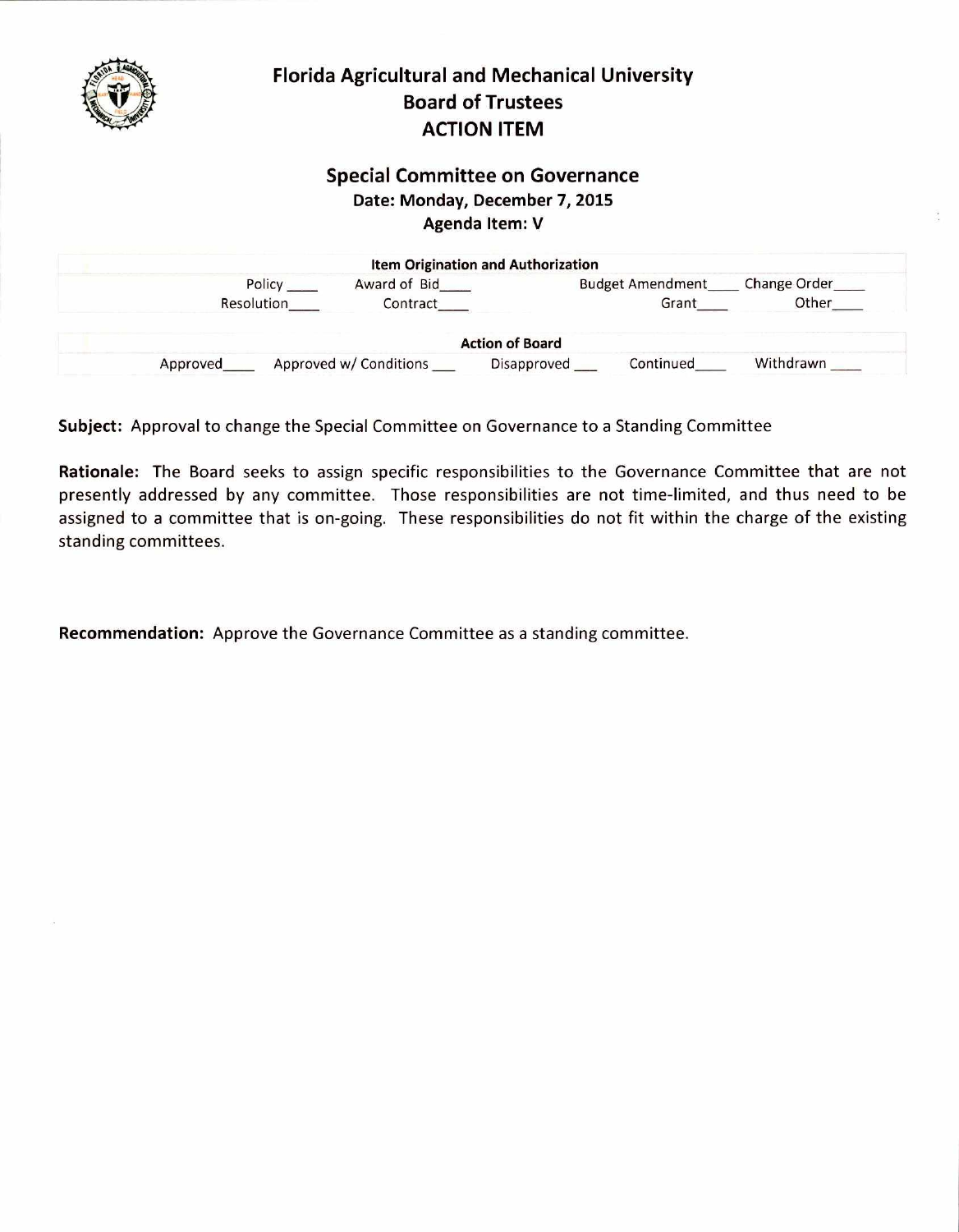# Florida Agricultural and Mechanical University
## Board of Trustees
## ACTION ITEM

### Special Committee on Governance
**Date: Monday, December 7, 2015**
**Agenda Item: V**

| Item Origination and Authorization | | | |
|---|---|---|---|
| Policy ____ | Award of Bid____ | Budget Amendment____ | Change Order____ |
| Resolution____ | Contract____ | Grant____ | Other____ |

| Action of Board | | | | |
|---|---|---|---|---|
| Approved____ | Approved w/ Conditions ___ | Disapproved ___ | Continued____ | Withdrawn ____ |

**Subject:** Approval to change the Special Committee on Governance to a Standing Committee

**Rationale:** The Board seeks to assign specific responsibilities to the Governance Committee that are not presently addressed by any committee. Those responsibilities are not time-limited, and thus need to be assigned to a committee that is on-going. These responsibilities do not fit within the charge of the existing standing committees.

**Recommendation:** Approve the Governance Committee as a standing committee.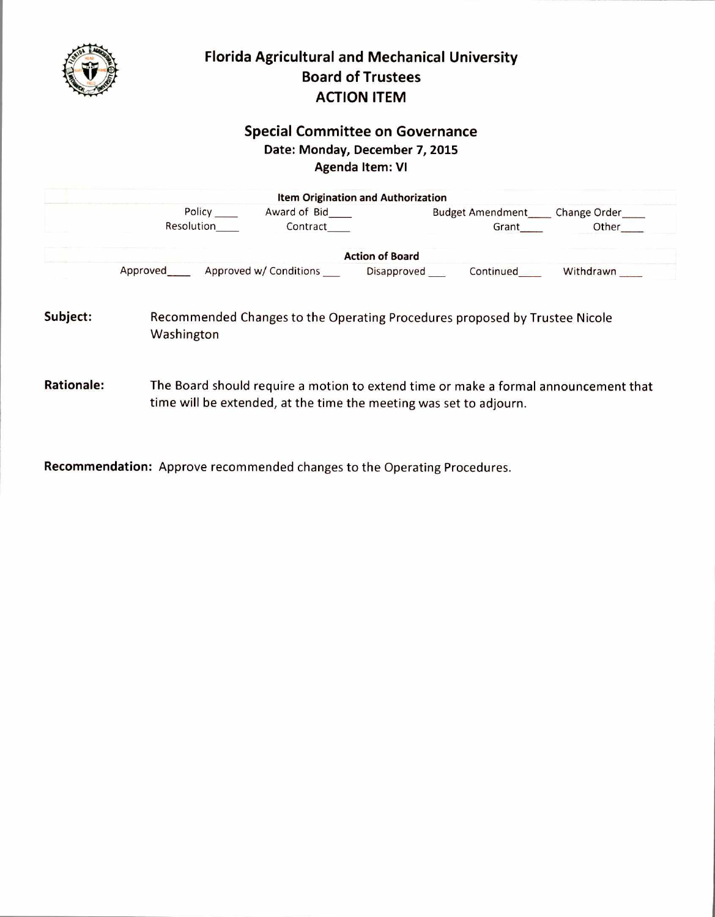# Florida Agricultural and Mechanical University
## Board of Trustees
## ACTION ITEM

### Special Committee on Governance
**Date: Monday, December 7, 2015**
**Agenda Item: VI**

| Item Origination and Authorization | | | |
|---|---|---|---|
| Policy \_\_\_\_ | Award of Bid\_\_\_\_ | Budget Amendment\_\_\_\_ | Change Order\_\_\_\_ |
| Resolution\_\_\_\_ | Contract\_\_\_\_ | Grant\_\_\_\_ | Other\_\_\_\_ |

| Action of Board | | | | |
|---|---|---|---|---|
| Approved\_\_\_\_ | Approved w/ Conditions \_\_\_ | Disapproved \_\_\_ | Continued\_\_\_\_ | Withdrawn \_\_\_\_ |

**Subject:** Recommended Changes to the Operating Procedures proposed by Trustee Nicole Washington

**Rationale:** The Board should require a motion to extend time or make a formal announcement that time will be extended, at the time the meeting was set to adjourn.

**Recommendation:** Approve recommended changes to the Operating Procedures.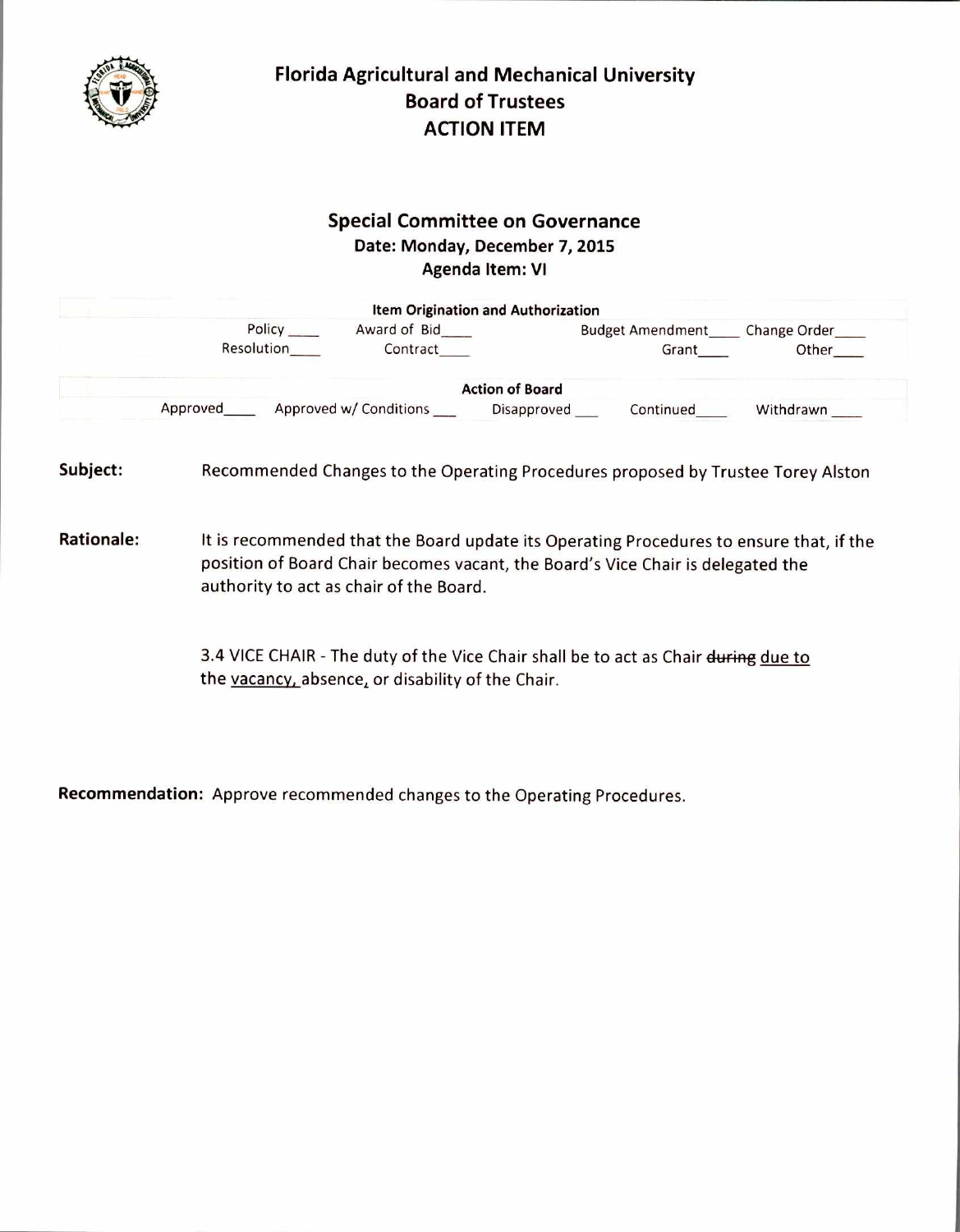# Florida Agricultural and Mechanical University
## Board of Trustees
## ACTION ITEM

### Special Committee on Governance
**Date: Monday, December 7, 2015**
**Agenda Item: VI**

| Item Origination and Authorization | | | |
|---|---|---|---|
| Policy ____ | Award of Bid____ | Budget Amendment____ | Change Order____ |
| Resolution____ | Contract____ | Grant____ | Other____ |

| Action of Board | | | | |
|---|---|---|---|---|
| Approved____ | Approved w/ Conditions ___ | Disapproved ___ | Continued____ | Withdrawn ____ |

**Subject:** Recommended Changes to the Operating Procedures proposed by Trustee Torey Alston

**Rationale:** It is recommended that the Board update its Operating Procedures to ensure that, if the position of Board Chair becomes vacant, the Board's Vice Chair is delegated the authority to act as chair of the Board.

3.4 VICE CHAIR - The duty of the Vice Chair shall be to act as Chair ~~during~~ <u>due to</u> the <u>vacancy,</u> absence<u>,</u> or disability of the Chair.

**Recommendation:** Approve recommended changes to the Operating Procedures.